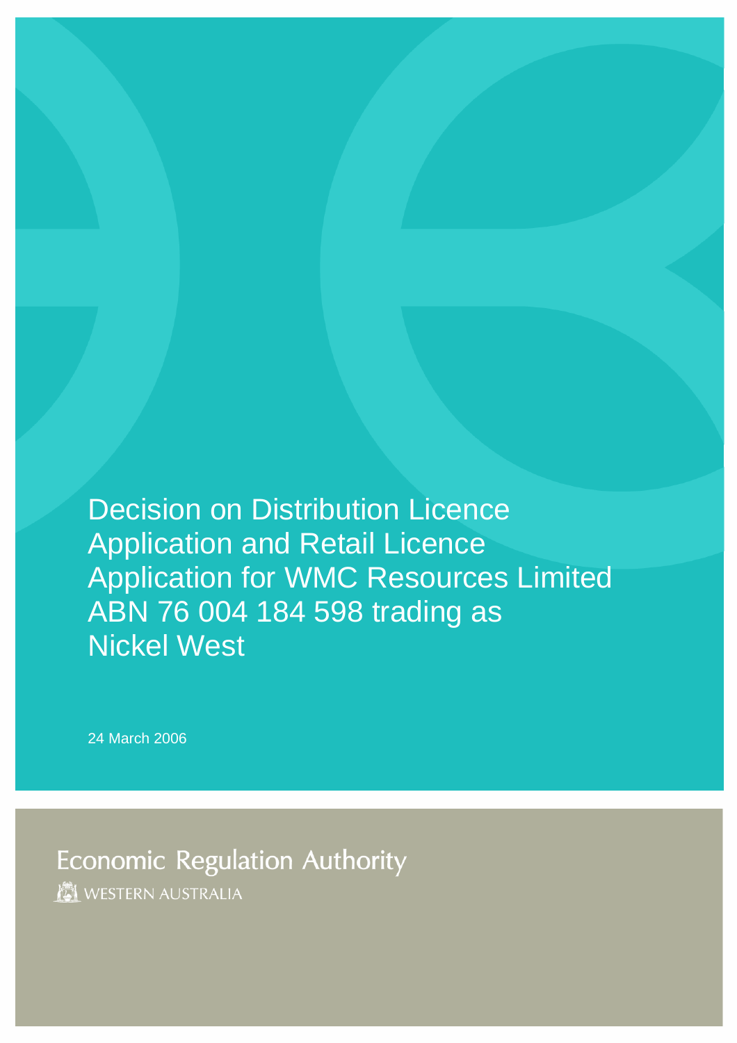# Decision on Distribution Licence Application and Retail Licence Application for WMC Resources Limited ABN 76 004 184 598 trading as Nickel West

24 March 2006

Economic Regulation Authority

WESTERN AUSTRALIA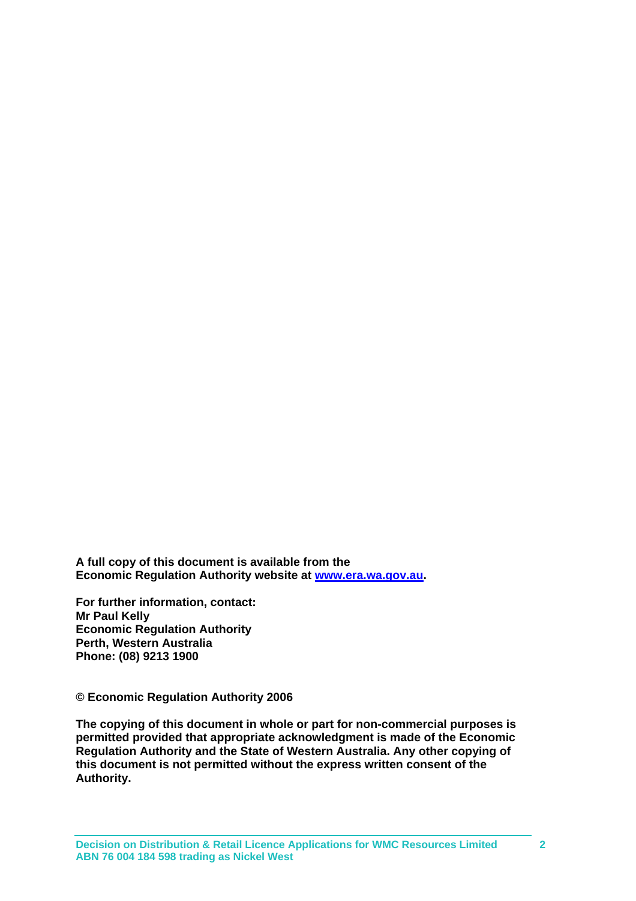**A full copy of this document is available from the Economic Regulation Authority website at [www.era.wa.gov.au](http://www.era.wa.gov.au).**

**For further information, contact:**
**Mr Paul Kelly**
**Economic Regulation Authority**
**Perth, Western Australia**
**Phone: (08) 9213 1900**

**© Economic Regulation Authority 2006**

**The copying of this document in whole or part for non-commercial purposes is permitted provided that appropriate acknowledgment is made of the Economic Regulation Authority and the State of Western Australia. Any other copying of this document is not permitted without the express written consent of the Authority.**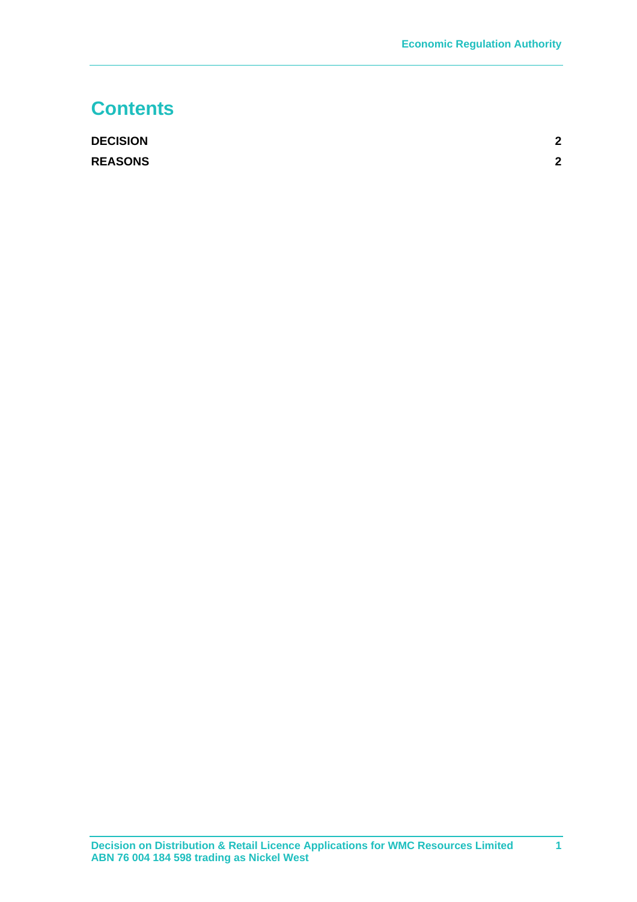# Contents

| | |
|---|---|
| **DECISION** | **2** |
| **REASONS** | **2** |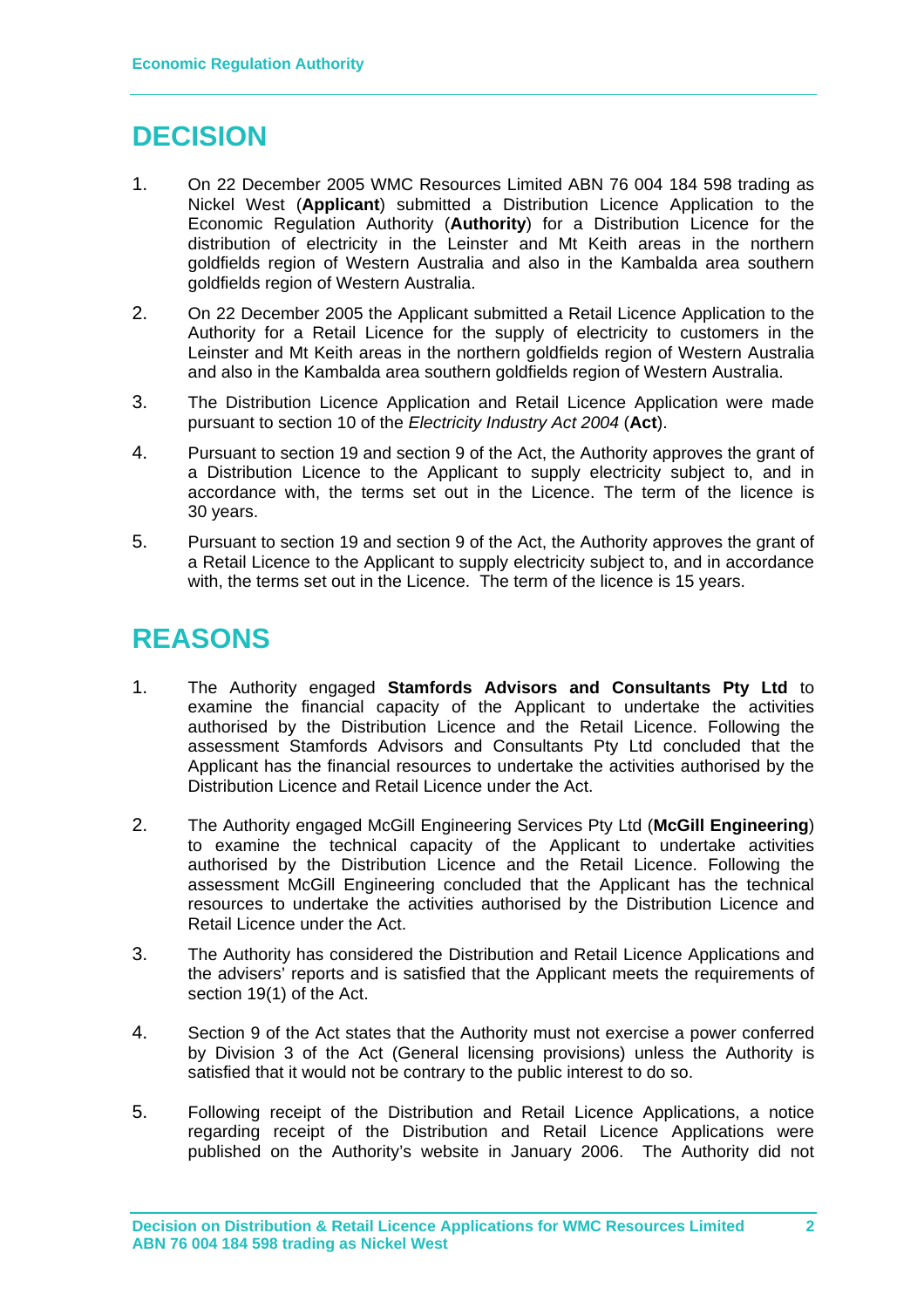# DECISION

1. On 22 December 2005 WMC Resources Limited ABN 76 004 184 598 trading as Nickel West (**Applicant**) submitted a Distribution Licence Application to the Economic Regulation Authority (**Authority**) for a Distribution Licence for the distribution of electricity in the Leinster and Mt Keith areas in the northern goldfields region of Western Australia and also in the Kambalda area southern goldfields region of Western Australia.

2. On 22 December 2005 the Applicant submitted a Retail Licence Application to the Authority for a Retail Licence for the supply of electricity to customers in the Leinster and Mt Keith areas in the northern goldfields region of Western Australia and also in the Kambalda area southern goldfields region of Western Australia.

3. The Distribution Licence Application and Retail Licence Application were made pursuant to section 10 of the *Electricity Industry Act 2004* (**Act**).

4. Pursuant to section 19 and section 9 of the Act, the Authority approves the grant of a Distribution Licence to the Applicant to supply electricity subject to, and in accordance with, the terms set out in the Licence. The term of the licence is 30 years.

5. Pursuant to section 19 and section 9 of the Act, the Authority approves the grant of a Retail Licence to the Applicant to supply electricity subject to, and in accordance with, the terms set out in the Licence. The term of the licence is 15 years.

# REASONS

1. The Authority engaged **Stamfords Advisors and Consultants Pty Ltd** to examine the financial capacity of the Applicant to undertake the activities authorised by the Distribution Licence and the Retail Licence. Following the assessment Stamfords Advisors and Consultants Pty Ltd concluded that the Applicant has the financial resources to undertake the activities authorised by the Distribution Licence and Retail Licence under the Act.

2. The Authority engaged McGill Engineering Services Pty Ltd (**McGill Engineering**) to examine the technical capacity of the Applicant to undertake activities authorised by the Distribution Licence and the Retail Licence. Following the assessment McGill Engineering concluded that the Applicant has the technical resources to undertake the activities authorised by the Distribution Licence and Retail Licence under the Act.

3. The Authority has considered the Distribution and Retail Licence Applications and the advisers' reports and is satisfied that the Applicant meets the requirements of section 19(1) of the Act.

4. Section 9 of the Act states that the Authority must not exercise a power conferred by Division 3 of the Act (General licensing provisions) unless the Authority is satisfied that it would not be contrary to the public interest to do so.

5. Following receipt of the Distribution and Retail Licence Applications, a notice regarding receipt of the Distribution and Retail Licence Applications were published on the Authority's website in January 2006. The Authority did not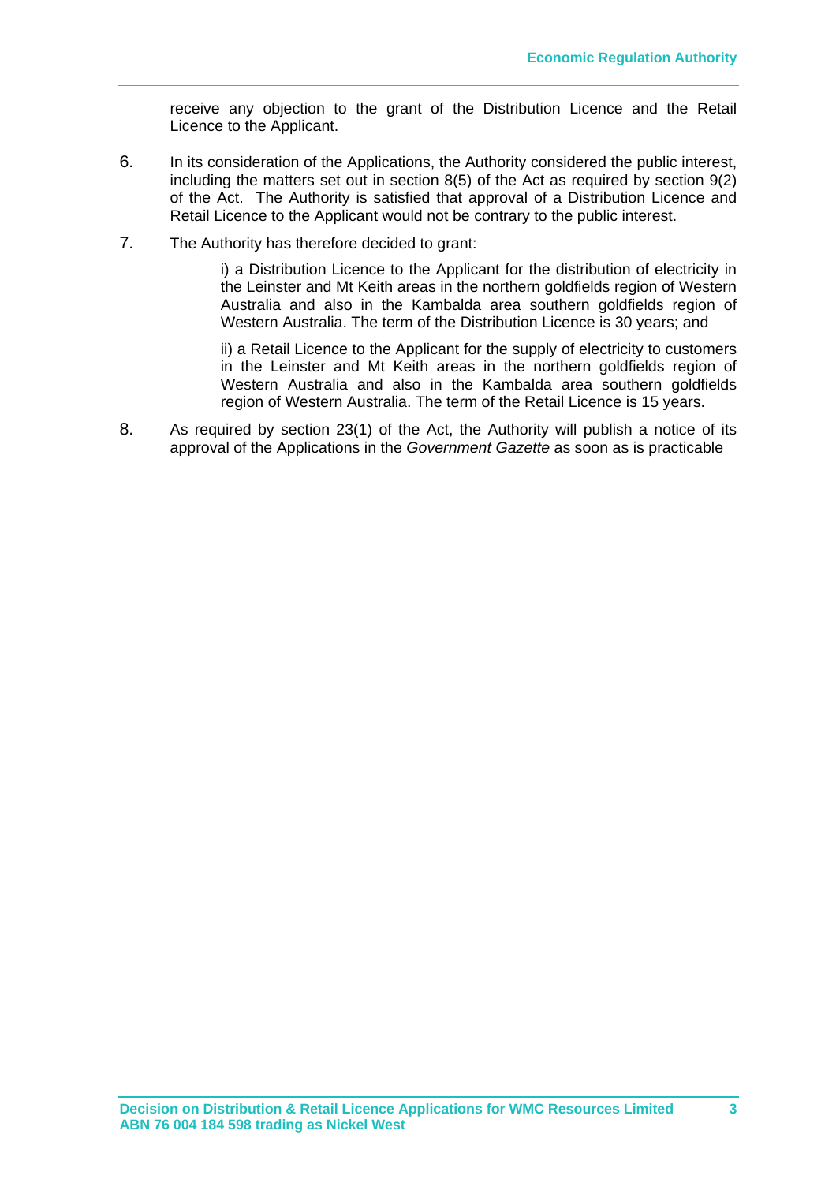receive any objection to the grant of the Distribution Licence and the Retail Licence to the Applicant.

6. In its consideration of the Applications, the Authority considered the public interest, including the matters set out in section 8(5) of the Act as required by section 9(2) of the Act. The Authority is satisfied that approval of a Distribution Licence and Retail Licence to the Applicant would not be contrary to the public interest.

7. The Authority has therefore decided to grant:

   i) a Distribution Licence to the Applicant for the distribution of electricity in the Leinster and Mt Keith areas in the northern goldfields region of Western Australia and also in the Kambalda area southern goldfields region of Western Australia. The term of the Distribution Licence is 30 years; and

   ii) a Retail Licence to the Applicant for the supply of electricity to customers in the Leinster and Mt Keith areas in the northern goldfields region of Western Australia and also in the Kambalda area southern goldfields region of Western Australia. The term of the Retail Licence is 15 years.

8. As required by section 23(1) of the Act, the Authority will publish a notice of its approval of the Applications in the *Government Gazette* as soon as is practicable